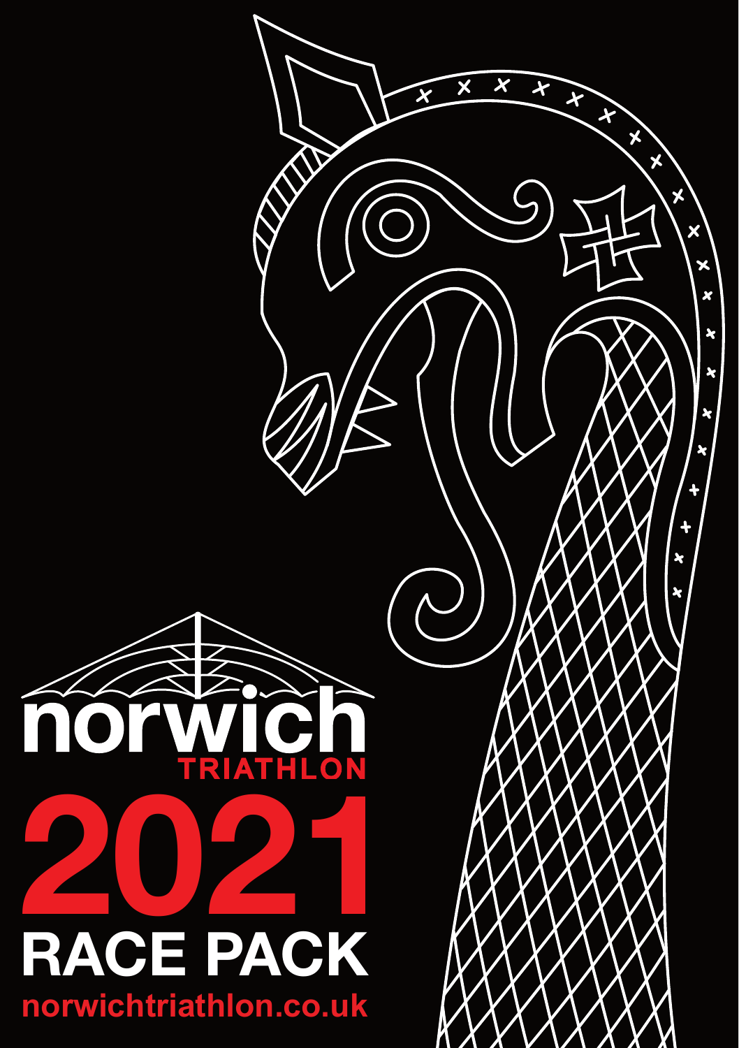# norwich TRIATHLON

# 2021 RACE PACK

norwichtriathlon.co.uk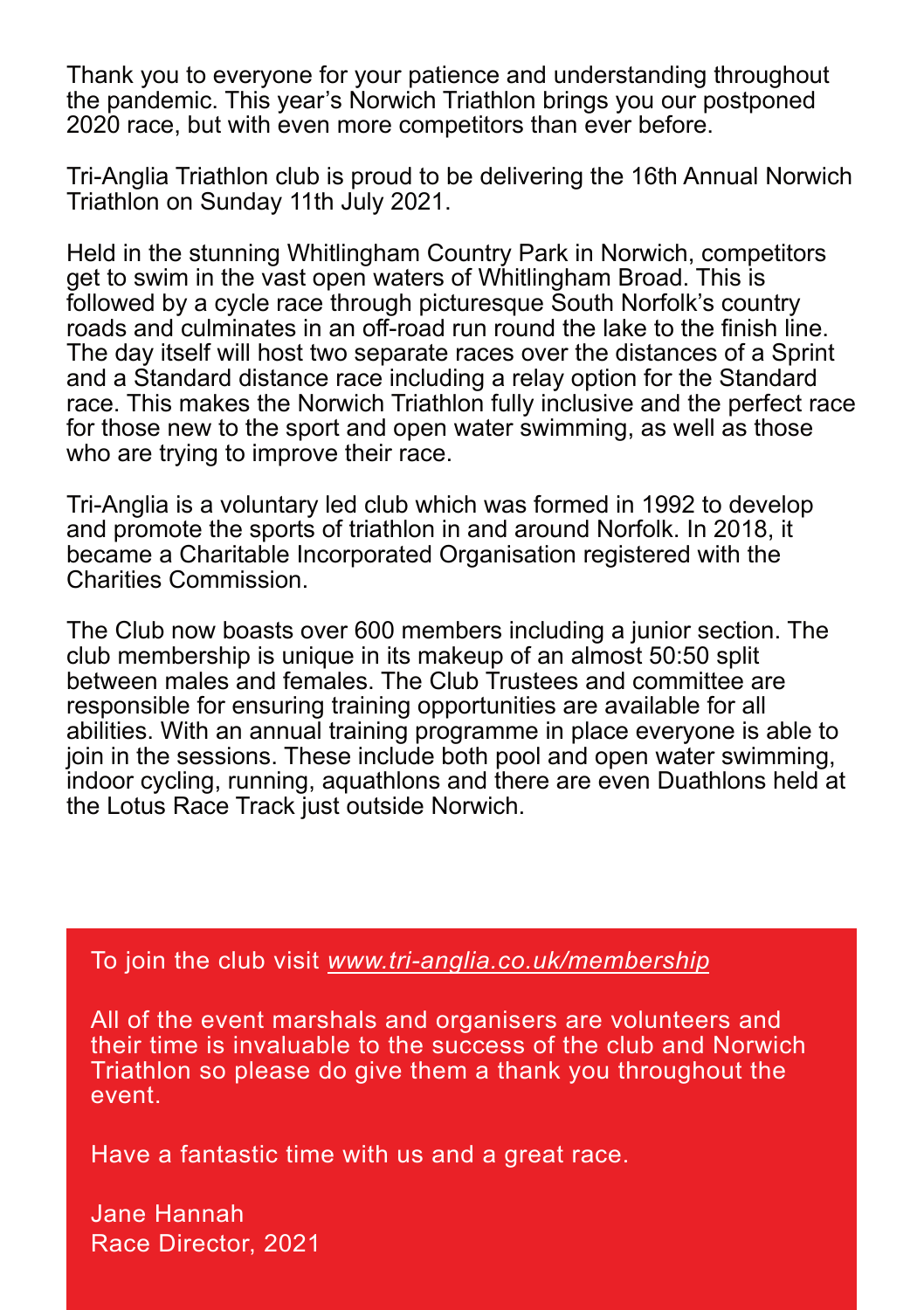Thank you to everyone for your patience and understanding throughout the pandemic. This year's Norwich Triathlon brings you our postponed 2020 race, but with even more competitors than ever before.

Tri-Anglia Triathlon club is proud to be delivering the 16th Annual Norwich Triathlon on Sunday 11th July 2021.

Held in the stunning Whitlingham Country Park in Norwich, competitors get to swim in the vast open waters of Whitlingham Broad. This is followed by a cycle race through picturesque South Norfolk's country roads and culminates in an off-road run round the lake to the finish line. The day itself will host two separate races over the distances of a Sprint and a Standard distance race including a relay option for the Standard race. This makes the Norwich Triathlon fully inclusive and the perfect race for those new to the sport and open water swimming, as well as those who are trying to improve their race.

Tri-Anglia is a voluntary led club which was formed in 1992 to develop and promote the sports of triathlon in and around Norfolk. In 2018, it became a Charitable Incorporated Organisation registered with the Charities Commission.

The Club now boasts over 600 members including a junior section. The club membership is unique in its makeup of an almost 50:50 split between males and females. The Club Trustees and committee are responsible for ensuring training opportunities are available for all abilities. With an annual training programme in place everyone is able to join in the sessions. These include both pool and open water swimming, indoor cycling, running, aquathlons and there are even Duathlons held at the Lotus Race Track just outside Norwich.

To join the club visit *www.tri-anglia.co.uk/membership*

All of the event marshals and organisers are volunteers and their time is invaluable to the success of the club and Norwich Triathlon so please do give them a thank you throughout the event.

Have a fantastic time with us and a great race.

Jane Hannah
Race Director, 2021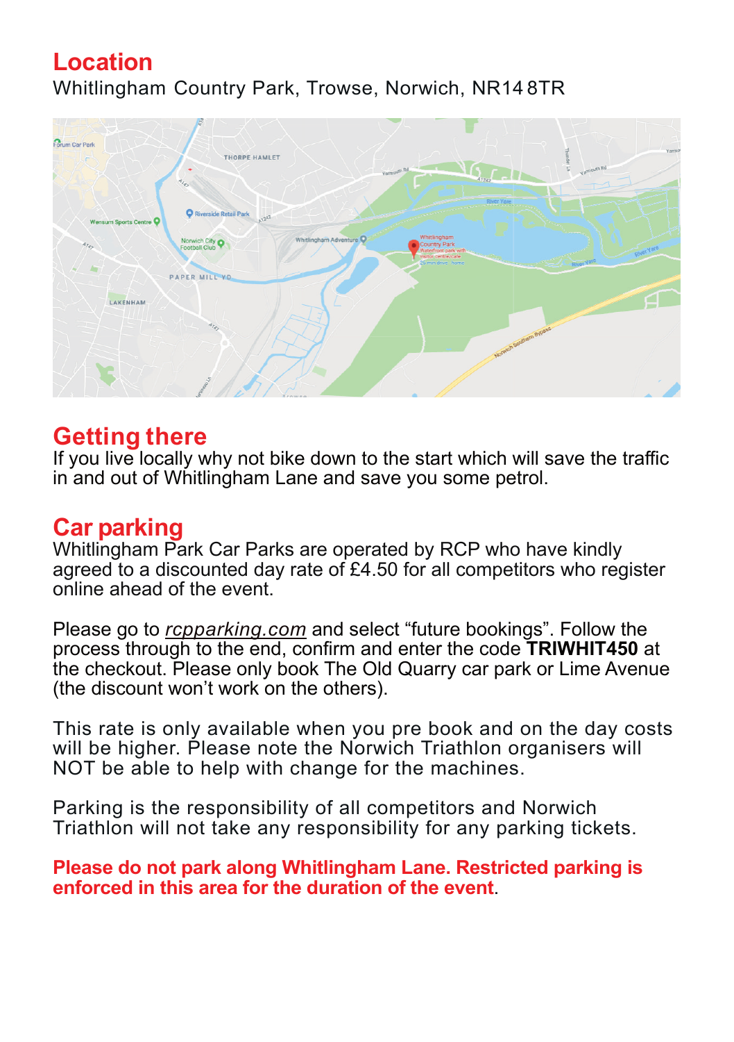## Location

Whitlingham Country Park, Trowse, Norwich, NR14 8TR

## Getting there

If you live locally why not bike down to the start which will save the traffic in and out of Whitlingham Lane and save you some petrol.

## Car parking

Whitlingham Park Car Parks are operated by RCP who have kindly agreed to a discounted day rate of £4.50 for all competitors who register online ahead of the event.

Please go to *rcpparking.com* and select "future bookings". Follow the process through to the end, confirm and enter the code **TRIWHIT450** at the checkout. Please only book The Old Quarry car park or Lime Avenue (the discount won't work on the others).

This rate is only available when you pre book and on the day costs will be higher. Please note the Norwich Triathlon organisers will NOT be able to help with change for the machines.

Parking is the responsibility of all competitors and Norwich Triathlon will not take any responsibility for any parking tickets.

**Please do not park along Whitlingham Lane. Restricted parking is enforced in this area for the duration of the event**.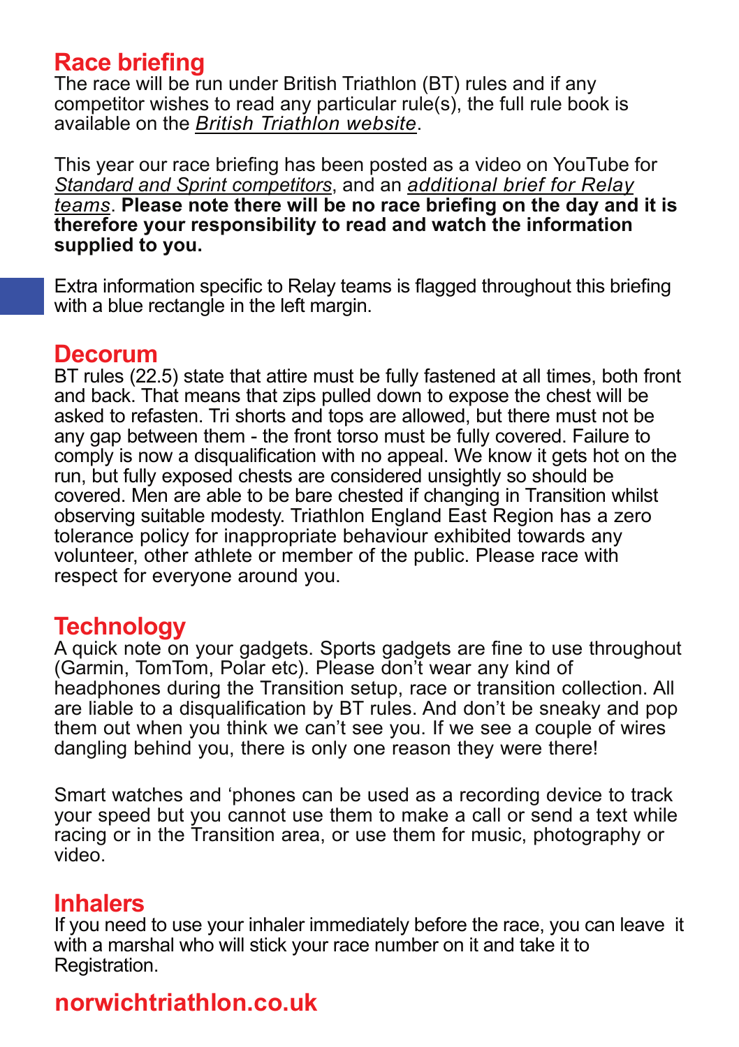## Race briefing

The race will be run under British Triathlon (BT) rules and if any competitor wishes to read any particular rule(s), the full rule book is available on the *British Triathlon website*.

This year our race briefing has been posted as a video on YouTube for *Standard and Sprint competitors*, and an *additional brief for Relay teams*. **Please note there will be no race briefing on the day and it is therefore your responsibility to read and watch the information supplied to you.**

Extra information specific to Relay teams is flagged throughout this briefing with a blue rectangle in the left margin.

## Decorum

BT rules (22.5) state that attire must be fully fastened at all times, both front and back. That means that zips pulled down to expose the chest will be asked to refasten. Tri shorts and tops are allowed, but there must not be any gap between them - the front torso must be fully covered. Failure to comply is now a disqualification with no appeal. We know it gets hot on the run, but fully exposed chests are considered unsightly so should be covered. Men are able to be bare chested if changing in Transition whilst observing suitable modesty. Triathlon England East Region has a zero tolerance policy for inappropriate behaviour exhibited towards any volunteer, other athlete or member of the public. Please race with respect for everyone around you.

## Technology

A quick note on your gadgets. Sports gadgets are fine to use throughout (Garmin, TomTom, Polar etc). Please don't wear any kind of headphones during the Transition setup, race or transition collection. All are liable to a disqualification by BT rules. And don't be sneaky and pop them out when you think we can't see you. If we see a couple of wires dangling behind you, there is only one reason they were there!

Smart watches and 'phones can be used as a recording device to track your speed but you cannot use them to make a call or send a text while racing or in the Transition area, or use them for music, photography or video.

## Inhalers

If you need to use your inhaler immediately before the race, you can leave it with a marshal who will stick your race number on it and take it to Registration.

**norwichtriathlon.co.uk**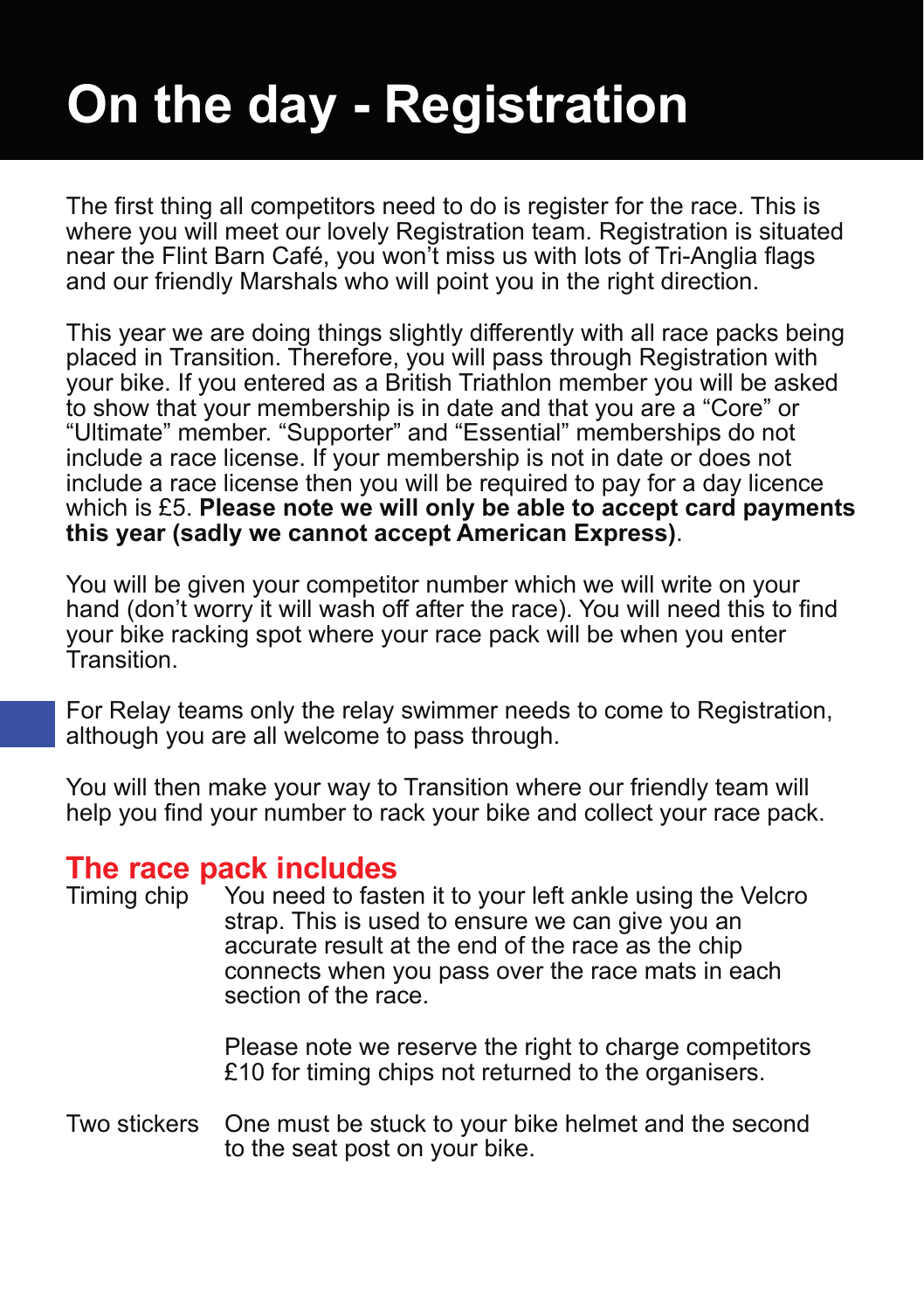# On the day - Registration

The first thing all competitors need to do is register for the race. This is where you will meet our lovely Registration team. Registration is situated near the Flint Barn Café, you won't miss us with lots of Tri-Anglia flags and our friendly Marshals who will point you in the right direction.

This year we are doing things slightly differently with all race packs being placed in Transition. Therefore, you will pass through Registration with your bike. If you entered as a British Triathlon member you will be asked to show that your membership is in date and that you are a "Core" or "Ultimate" member. "Supporter" and "Essential" memberships do not include a race license. If your membership is not in date or does not include a race license then you will be required to pay for a day licence which is £5. **Please note we will only be able to accept card payments this year (sadly we cannot accept American Express)**.

You will be given your competitor number which we will write on your hand (don't worry it will wash off after the race). You will need this to find your bike racking spot where your race pack will be when you enter Transition.

For Relay teams only the relay swimmer needs to come to Registration, although you are all welcome to pass through.

You will then make your way to Transition where our friendly team will help you find your number to rack your bike and collect your race pack.

## The race pack includes

**Timing chip** – You need to fasten it to your left ankle using the Velcro strap. This is used to ensure we can give you an accurate result at the end of the race as the chip connects when you pass over the race mats in each section of the race.

Please note we reserve the right to charge competitors £10 for timing chips not returned to the organisers.

**Two stickers** – One must be stuck to your bike helmet and the second to the seat post on your bike.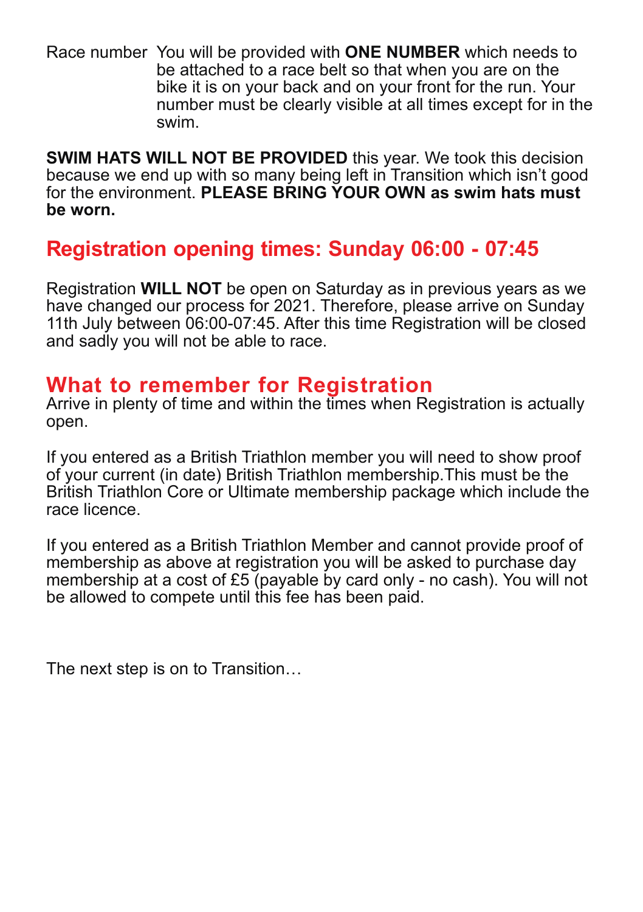Race number You will be provided with **ONE NUMBER** which needs to be attached to a race belt so that when you are on the bike it is on your back and on your front for the run. Your number must be clearly visible at all times except for in the swim.

**SWIM HATS WILL NOT BE PROVIDED** this year. We took this decision because we end up with so many being left in Transition which isn't good for the environment. **PLEASE BRING YOUR OWN as swim hats must be worn.**

## Registration opening times: Sunday 06:00 - 07:45

Registration **WILL NOT** be open on Saturday as in previous years as we have changed our process for 2021. Therefore, please arrive on Sunday 11th July between 06:00-07:45. After this time Registration will be closed and sadly you will not be able to race.

## What to remember for Registration

Arrive in plenty of time and within the times when Registration is actually open.

If you entered as a British Triathlon member you will need to show proof of your current (in date) British Triathlon membership.This must be the British Triathlon Core or Ultimate membership package which include the race licence.

If you entered as a British Triathlon Member and cannot provide proof of membership as above at registration you will be asked to purchase day membership at a cost of £5 (payable by card only - no cash). You will not be allowed to compete until this fee has been paid.

The next step is on to Transition…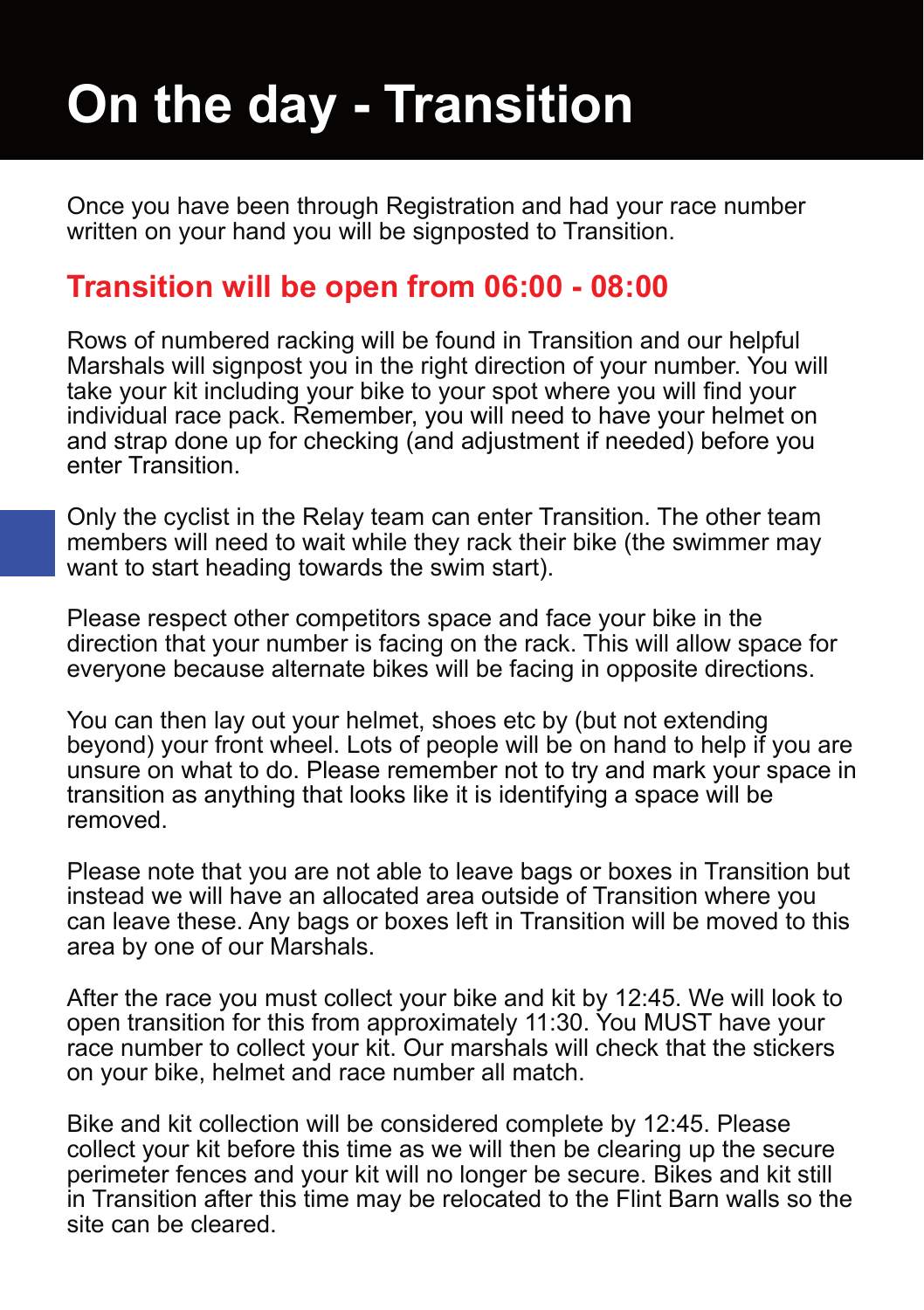# On the day - Transition

Once you have been through Registration and had your race number written on your hand you will be signposted to Transition.

## Transition will be open from 06:00 - 08:00

Rows of numbered racking will be found in Transition and our helpful Marshals will signpost you in the right direction of your number. You will take your kit including your bike to your spot where you will find your individual race pack. Remember, you will need to have your helmet on and strap done up for checking (and adjustment if needed) before you enter Transition.

Only the cyclist in the Relay team can enter Transition. The other team members will need to wait while they rack their bike (the swimmer may want to start heading towards the swim start).

Please respect other competitors space and face your bike in the direction that your number is facing on the rack. This will allow space for everyone because alternate bikes will be facing in opposite directions.

You can then lay out your helmet, shoes etc by (but not extending beyond) your front wheel. Lots of people will be on hand to help if you are unsure on what to do. Please remember not to try and mark your space in transition as anything that looks like it is identifying a space will be removed.

Please note that you are not able to leave bags or boxes in Transition but instead we will have an allocated area outside of Transition where you can leave these. Any bags or boxes left in Transition will be moved to this area by one of our Marshals.

After the race you must collect your bike and kit by 12:45. We will look to open transition for this from approximately 11:30. You MUST have your race number to collect your kit. Our marshals will check that the stickers on your bike, helmet and race number all match.

Bike and kit collection will be considered complete by 12:45. Please collect your kit before this time as we will then be clearing up the secure perimeter fences and your kit will no longer be secure. Bikes and kit still in Transition after this time may be relocated to the Flint Barn walls so the site can be cleared.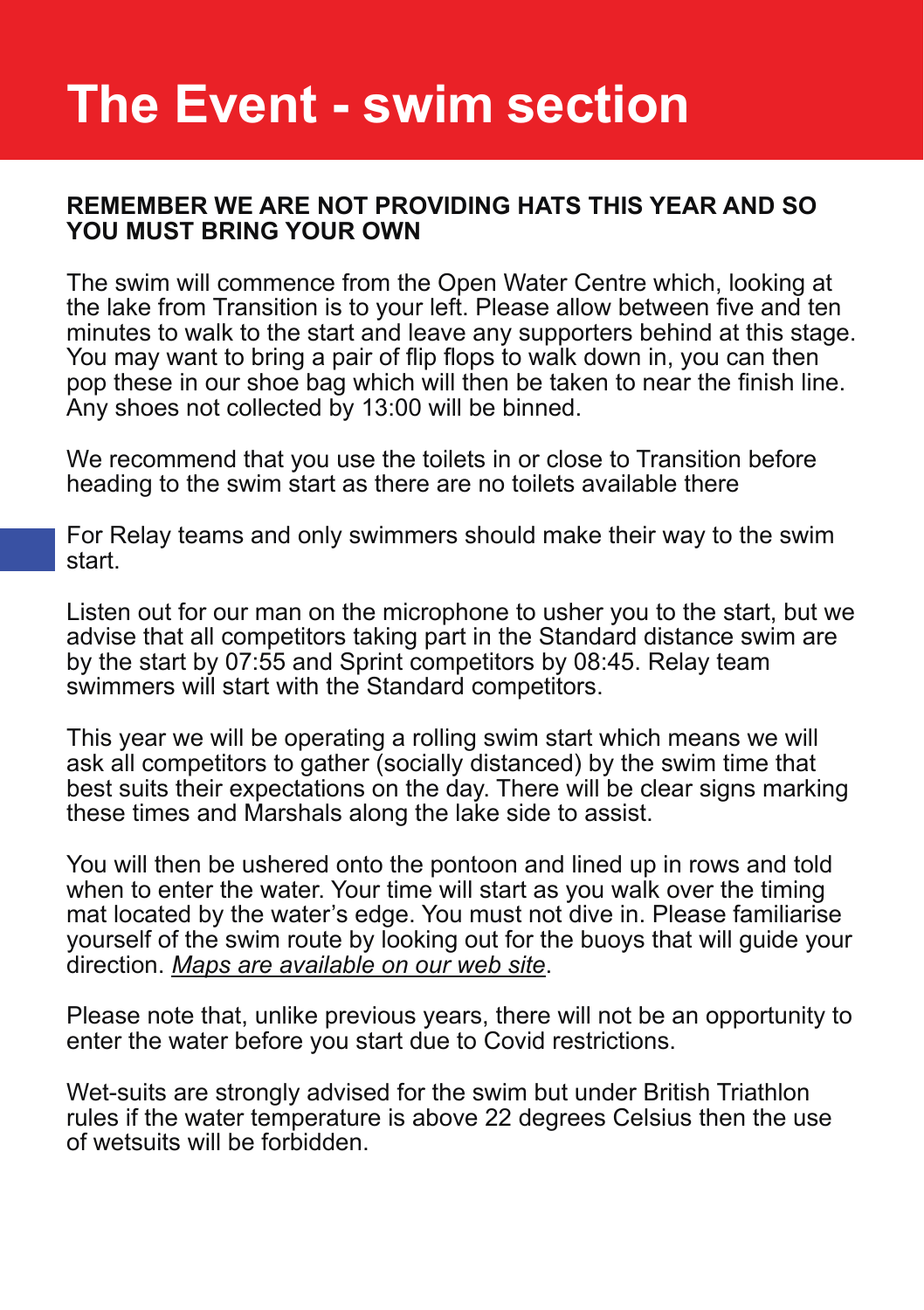# The Event - swim section

**REMEMBER WE ARE NOT PROVIDING HATS THIS YEAR AND SO YOU MUST BRING YOUR OWN**

The swim will commence from the Open Water Centre which, looking at the lake from Transition is to your left. Please allow between five and ten minutes to walk to the start and leave any supporters behind at this stage. You may want to bring a pair of flip flops to walk down in, you can then pop these in our shoe bag which will then be taken to near the finish line. Any shoes not collected by 13:00 will be binned.

We recommend that you use the toilets in or close to Transition before heading to the swim start as there are no toilets available there

For Relay teams and only swimmers should make their way to the swim start.

Listen out for our man on the microphone to usher you to the start, but we advise that all competitors taking part in the Standard distance swim are by the start by 07:55 and Sprint competitors by 08:45. Relay team swimmers will start with the Standard competitors.

This year we will be operating a rolling swim start which means we will ask all competitors to gather (socially distanced) by the swim time that best suits their expectations on the day. There will be clear signs marking these times and Marshals along the lake side to assist.

You will then be ushered onto the pontoon and lined up in rows and told when to enter the water. Your time will start as you walk over the timing mat located by the water's edge. You must not dive in. Please familiarise yourself of the swim route by looking out for the buoys that will guide your direction. *Maps are available on our web site*.

Please note that, unlike previous years, there will not be an opportunity to enter the water before you start due to Covid restrictions.

Wet-suits are strongly advised for the swim but under British Triathlon rules if the water temperature is above 22 degrees Celsius then the use of wetsuits will be forbidden.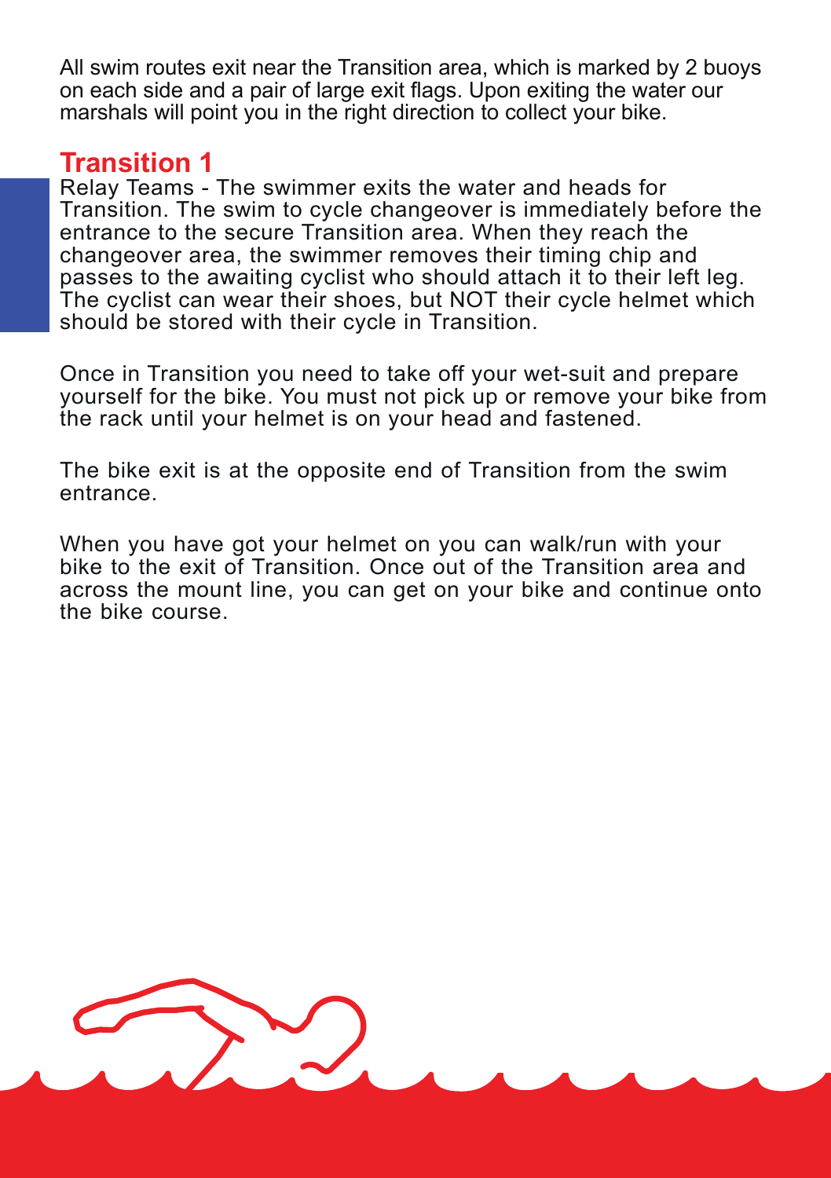All swim routes exit near the Transition area, which is marked by 2 buoys on each side and a pair of large exit flags. Upon exiting the water our marshals will point you in the right direction to collect your bike.

## Transition 1

Relay Teams - The swimmer exits the water and heads for Transition. The swim to cycle changeover is immediately before the entrance to the secure Transition area. When they reach the changeover area, the swimmer removes their timing chip and passes to the awaiting cyclist who should attach it to their left leg. The cyclist can wear their shoes, but NOT their cycle helmet which should be stored with their cycle in Transition.

Once in Transition you need to take off your wet-suit and prepare yourself for the bike. You must not pick up or remove your bike from the rack until your helmet is on your head and fastened.

The bike exit is at the opposite end of Transition from the swim entrance.

When you have got your helmet on you can walk/run with your bike to the exit of Transition. Once out of the Transition area and across the mount line, you can get on your bike and continue onto the bike course.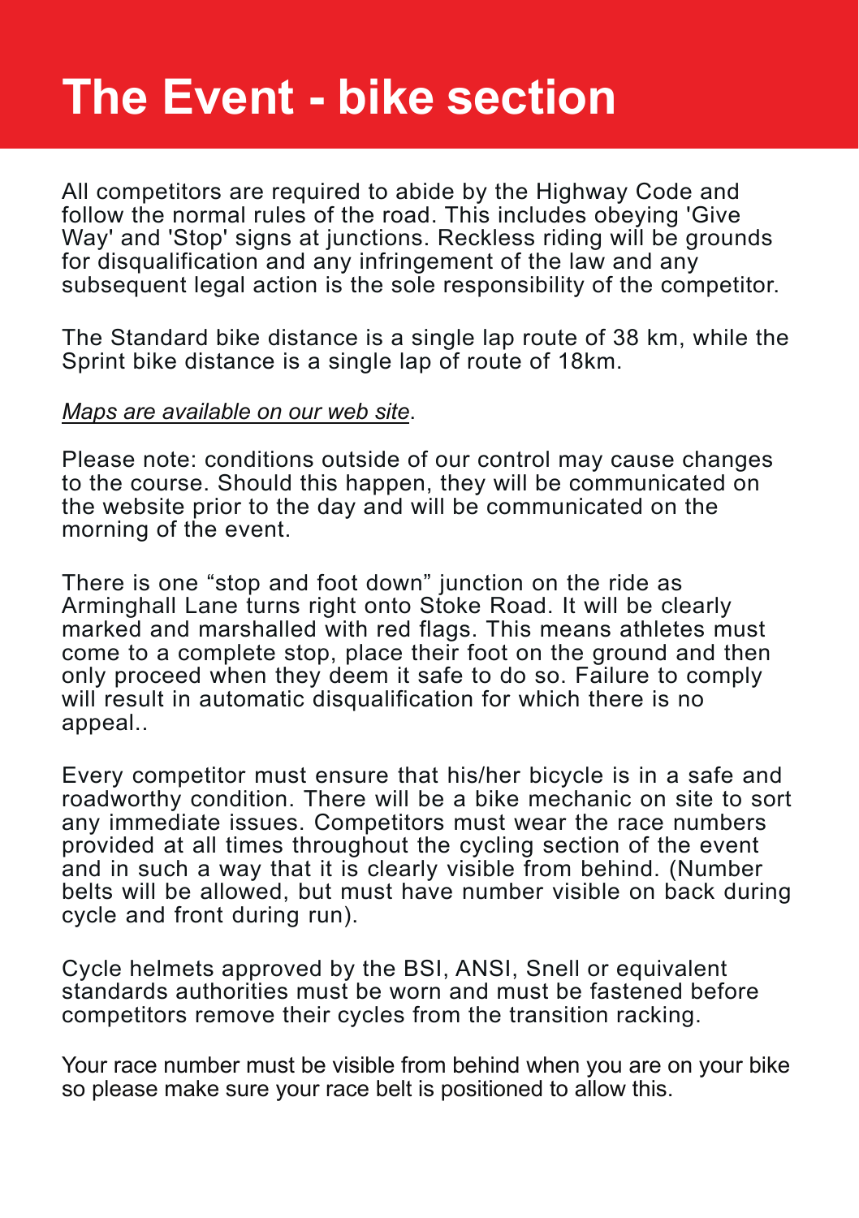# The Event - bike section

All competitors are required to abide by the Highway Code and follow the normal rules of the road. This includes obeying 'Give Way' and 'Stop' signs at junctions. Reckless riding will be grounds for disqualification and any infringement of the law and any subsequent legal action is the sole responsibility of the competitor.

The Standard bike distance is a single lap route of 38 km, while the Sprint bike distance is a single lap of route of 18km.

*Maps are available on our web site*.

Please note: conditions outside of our control may cause changes to the course. Should this happen, they will be communicated on the website prior to the day and will be communicated on the morning of the event.

There is one “stop and foot down” junction on the ride as Arminghall Lane turns right onto Stoke Road. It will be clearly marked and marshalled with red flags. This means athletes must come to a complete stop, place their foot on the ground and then only proceed when they deem it safe to do so. Failure to comply will result in automatic disqualification for which there is no appeal..

Every competitor must ensure that his/her bicycle is in a safe and roadworthy condition. There will be a bike mechanic on site to sort any immediate issues. Competitors must wear the race numbers provided at all times throughout the cycling section of the event and in such a way that it is clearly visible from behind. (Number belts will be allowed, but must have number visible on back during cycle and front during run).

Cycle helmets approved by the BSI, ANSI, Snell or equivalent standards authorities must be worn and must be fastened before competitors remove their cycles from the transition racking.

Your race number must be visible from behind when you are on your bike so please make sure your race belt is positioned to allow this.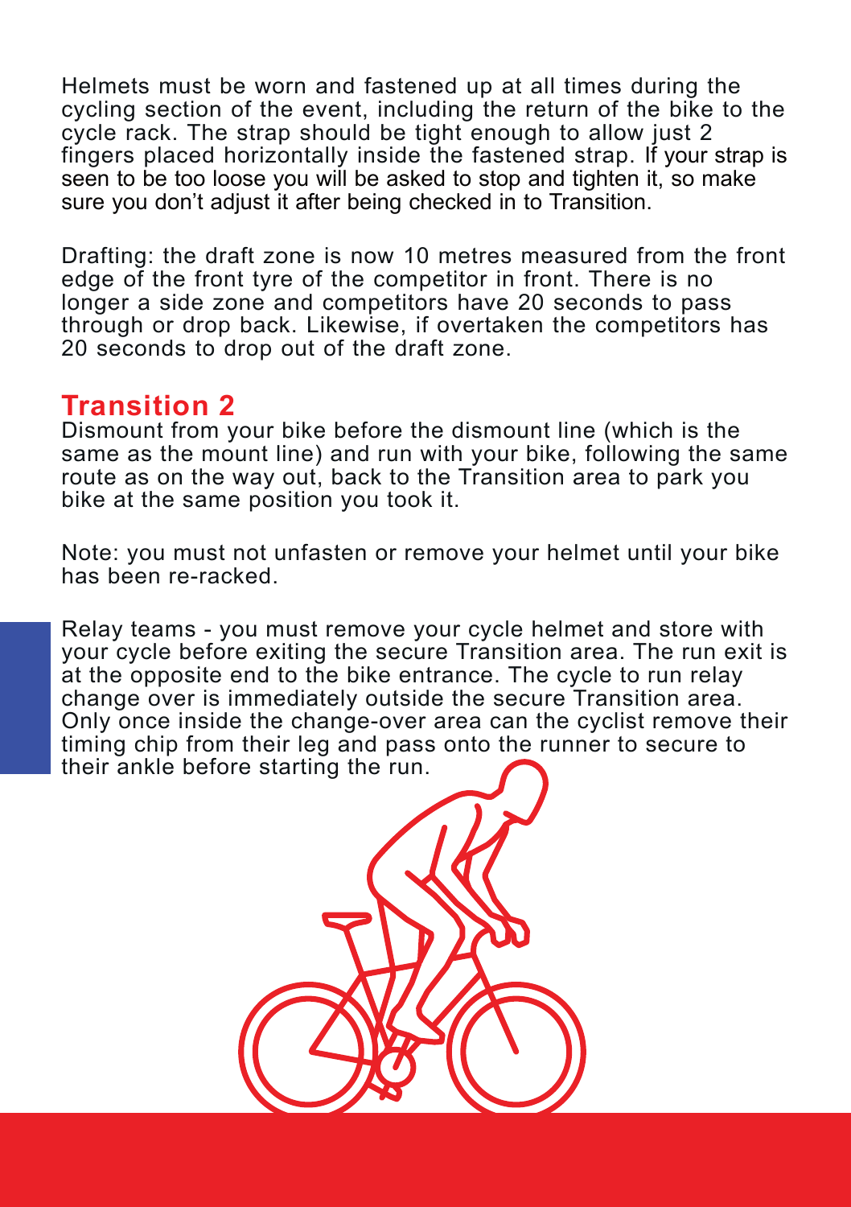Helmets must be worn and fastened up at all times during the cycling section of the event, including the return of the bike to the cycle rack. The strap should be tight enough to allow just 2 fingers placed horizontally inside the fastened strap. If your strap is seen to be too loose you will be asked to stop and tighten it, so make sure you don't adjust it after being checked in to Transition.

Drafting: the draft zone is now 10 metres measured from the front edge of the front tyre of the competitor in front. There is no longer a side zone and competitors have 20 seconds to pass through or drop back. Likewise, if overtaken the competitors has 20 seconds to drop out of the draft zone.

## Transition 2

Dismount from your bike before the dismount line (which is the same as the mount line) and run with your bike, following the same route as on the way out, back to the Transition area to park you bike at the same position you took it.

Note: you must not unfasten or remove your helmet until your bike has been re-racked.

Relay teams - you must remove your cycle helmet and store with your cycle before exiting the secure Transition area. The run exit is at the opposite end to the bike entrance. The cycle to run relay change over is immediately outside the secure Transition area. Only once inside the change-over area can the cyclist remove their timing chip from their leg and pass onto the runner to secure to their ankle before starting the run.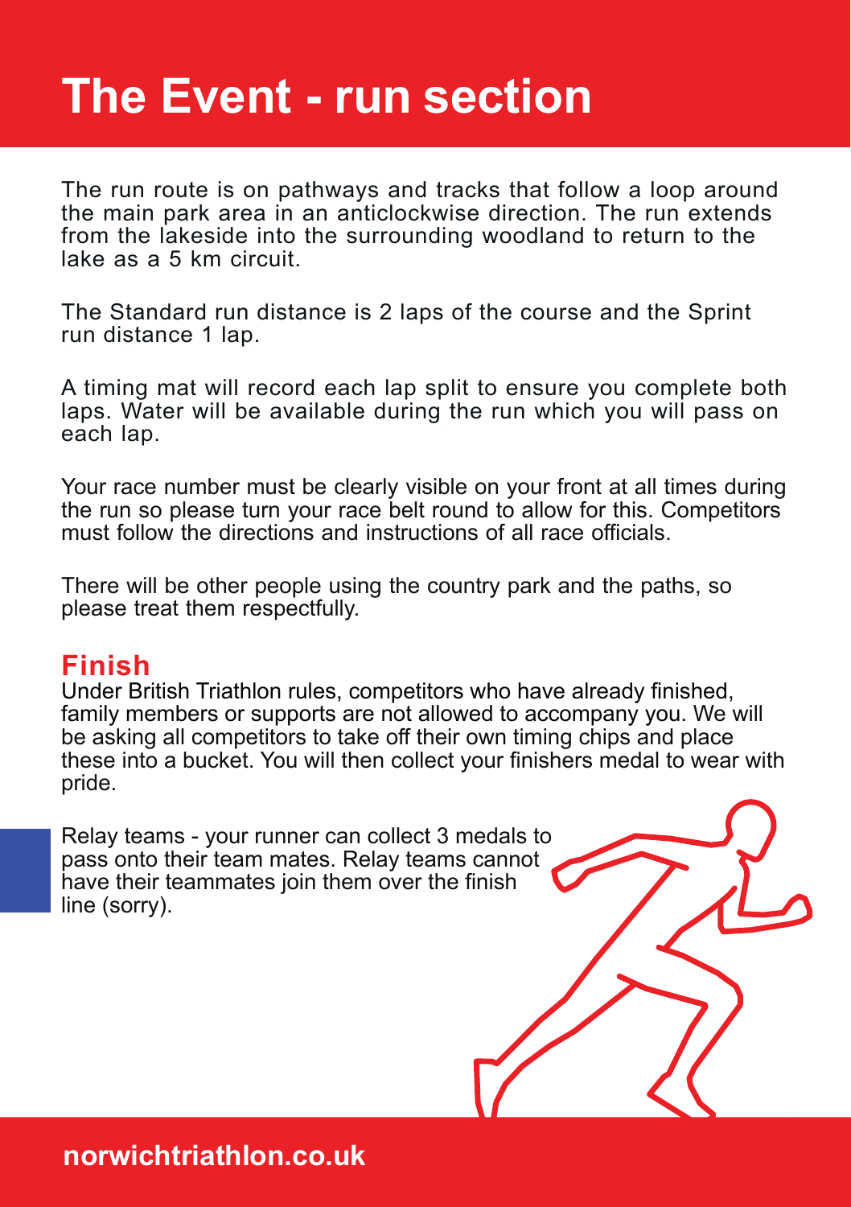# The Event - run section

The run route is on pathways and tracks that follow a loop around the main park area in an anticlockwise direction. The run extends from the lakeside into the surrounding woodland to return to the lake as a 5 km circuit.

The Standard run distance is 2 laps of the course and the Sprint run distance 1 lap.

A timing mat will record each lap split to ensure you complete both laps. Water will be available during the run which you will pass on each lap.

Your race number must be clearly visible on your front at all times during the run so please turn your race belt round to allow for this. Competitors must follow the directions and instructions of all race officials.

There will be other people using the country park and the paths, so please treat them respectfully.

## Finish

Under British Triathlon rules, competitors who have already finished, family members or supports are not allowed to accompany you. We will be asking all competitors to take off their own timing chips and place these into a bucket. You will then collect your finishers medal to wear with pride.

Relay teams - your runner can collect 3 medals to pass onto their team mates. Relay teams cannot have their teammates join them over the finish line (sorry).

norwichtriathlon.co.uk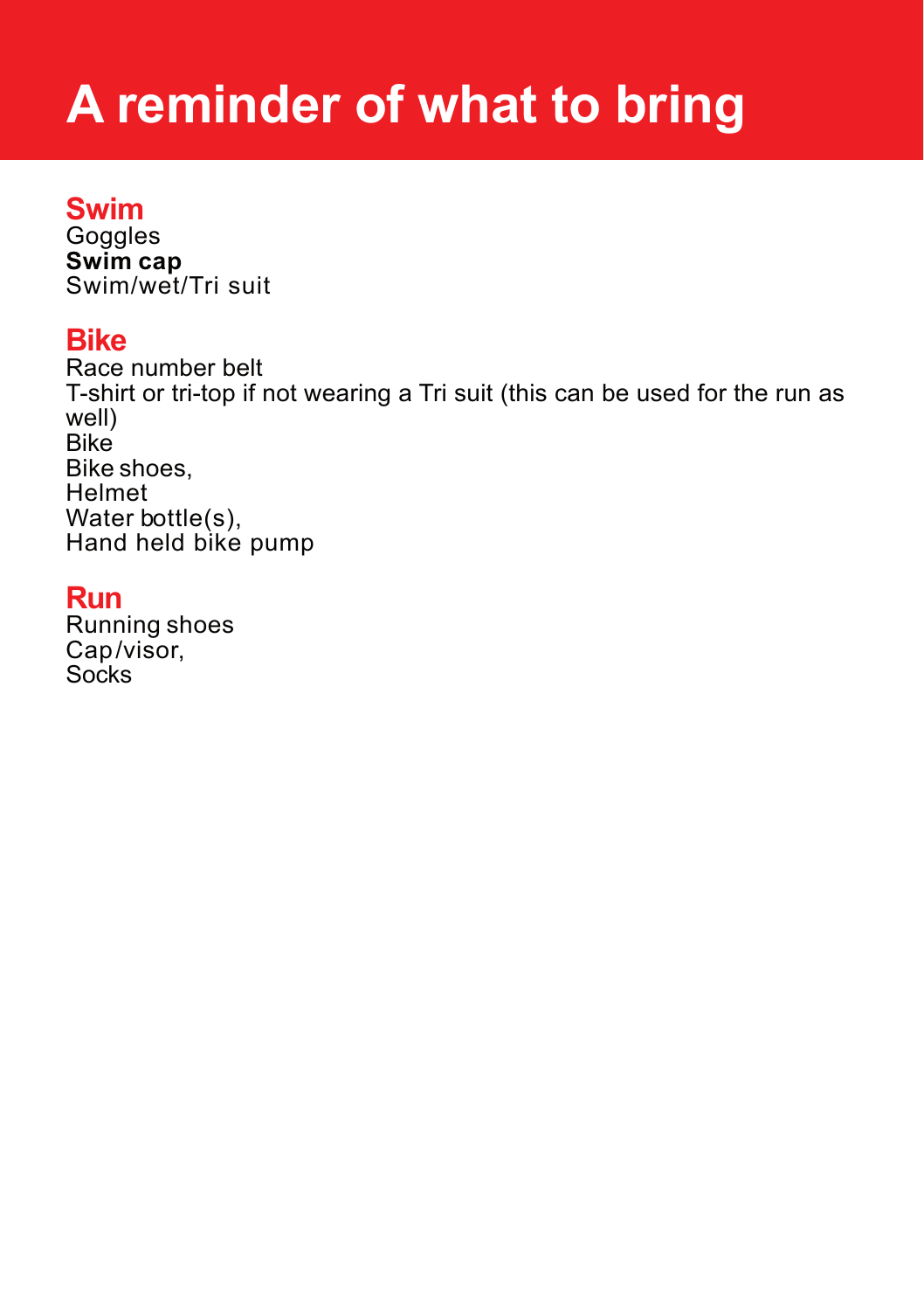# A reminder of what to bring

## Swim

Goggles
**Swim cap**
Swim/wet/Tri suit

## Bike

Race number belt
T-shirt or tri-top if not wearing a Tri suit (this can be used for the run as well)
Bike
Bike shoes,
Helmet
Water bottle(s),
Hand held bike pump

## Run

Running shoes
Cap/visor,
Socks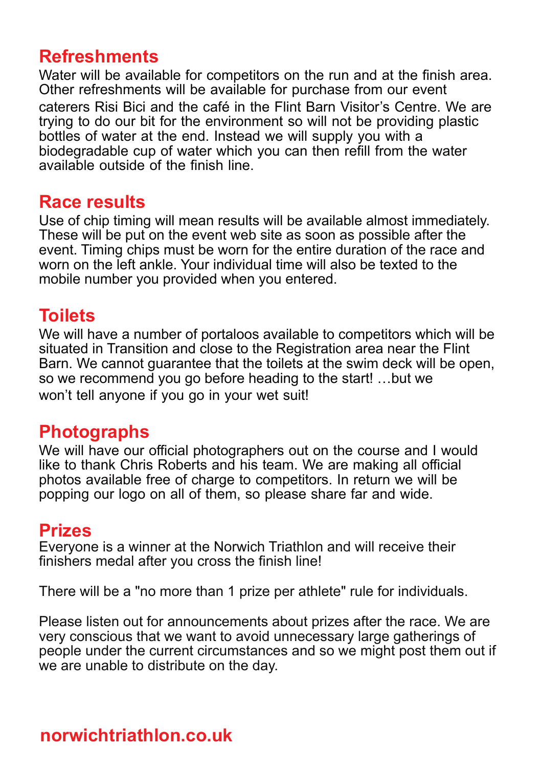## Refreshments

Water will be available for competitors on the run and at the finish area. Other refreshments will be available for purchase from our event caterers Risi Bici and the café in the Flint Barn Visitor's Centre. We are trying to do our bit for the environment so will not be providing plastic bottles of water at the end. Instead we will supply you with a biodegradable cup of water which you can then refill from the water available outside of the finish line.

## Race results

Use of chip timing will mean results will be available almost immediately. These will be put on the event web site as soon as possible after the event. Timing chips must be worn for the entire duration of the race and worn on the left ankle. Your individual time will also be texted to the mobile number you provided when you entered.

## Toilets

We will have a number of portaloos available to competitors which will be situated in Transition and close to the Registration area near the Flint Barn. We cannot guarantee that the toilets at the swim deck will be open, so we recommend you go before heading to the start! …but we won't tell anyone if you go in your wet suit!

## Photographs

We will have our official photographers out on the course and I would like to thank Chris Roberts and his team. We are making all official photos available free of charge to competitors. In return we will be popping our logo on all of them, so please share far and wide.

## Prizes

Everyone is a winner at the Norwich Triathlon and will receive their finishers medal after you cross the finish line!

There will be a "no more than 1 prize per athlete" rule for individuals.

Please listen out for announcements about prizes after the race. We are very conscious that we want to avoid unnecessary large gatherings of people under the current circumstances and so we might post them out if we are unable to distribute on the day.

**norwichtriathlon.co.uk**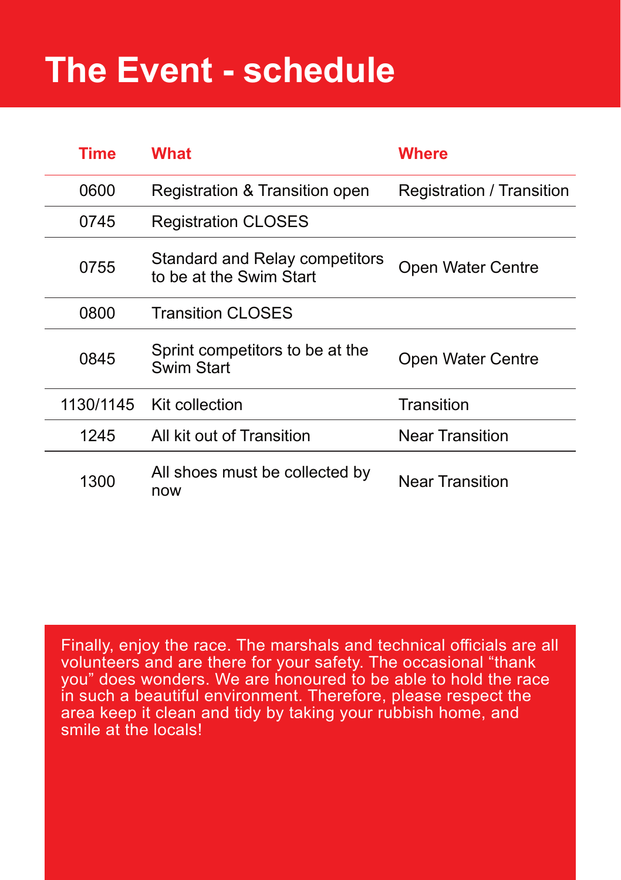# The Event - schedule

| Time | What | Where |
|---|---|---|
| 0600 | Registration & Transition open | Registration / Transition |
| 0745 | Registration CLOSES | |
| 0755 | Standard and Relay competitors to be at the Swim Start | Open Water Centre |
| 0800 | Transition CLOSES | |
| 0845 | Sprint competitors to be at the Swim Start | Open Water Centre |
| 1130/1145 | Kit collection | Transition |
| 1245 | All kit out of Transition | Near Transition |
| 1300 | All shoes must be collected by now | Near Transition |

Finally, enjoy the race. The marshals and technical officials are all volunteers and are there for your safety. The occasional "thank you" does wonders. We are honoured to be able to hold the race in such a beautiful environment. Therefore, please respect the area keep it clean and tidy by taking your rubbish home, and smile at the locals!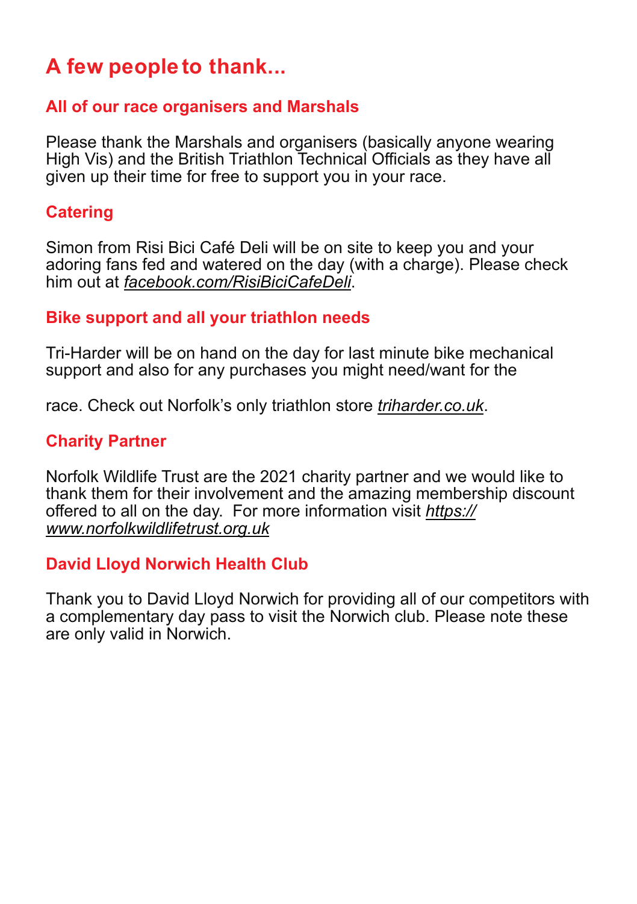# A few people to thank...

### All of our race organisers and Marshals

Please thank the Marshals and organisers (basically anyone wearing High Vis) and the British Triathlon Technical Officials as they have all given up their time for free to support you in your race.

### Catering

Simon from Risi Bici Café Deli will be on site to keep you and your adoring fans fed and watered on the day (with a charge). Please check him out at *facebook.com/RisiBiciCafeDeli*.

### Bike support and all your triathlon needs

Tri-Harder will be on hand on the day for last minute bike mechanical support and also for any purchases you might need/want for the

race. Check out Norfolk's only triathlon store *triharder.co.uk*.

### Charity Partner

Norfolk Wildlife Trust are the 2021 charity partner and we would like to thank them for their involvement and the amazing membership discount offered to all on the day. For more information visit *https://www.norfolkwildlifetrust.org.uk*

### David Lloyd Norwich Health Club

Thank you to David Lloyd Norwich for providing all of our competitors with a complementary day pass to visit the Norwich club. Please note these are only valid in Norwich.